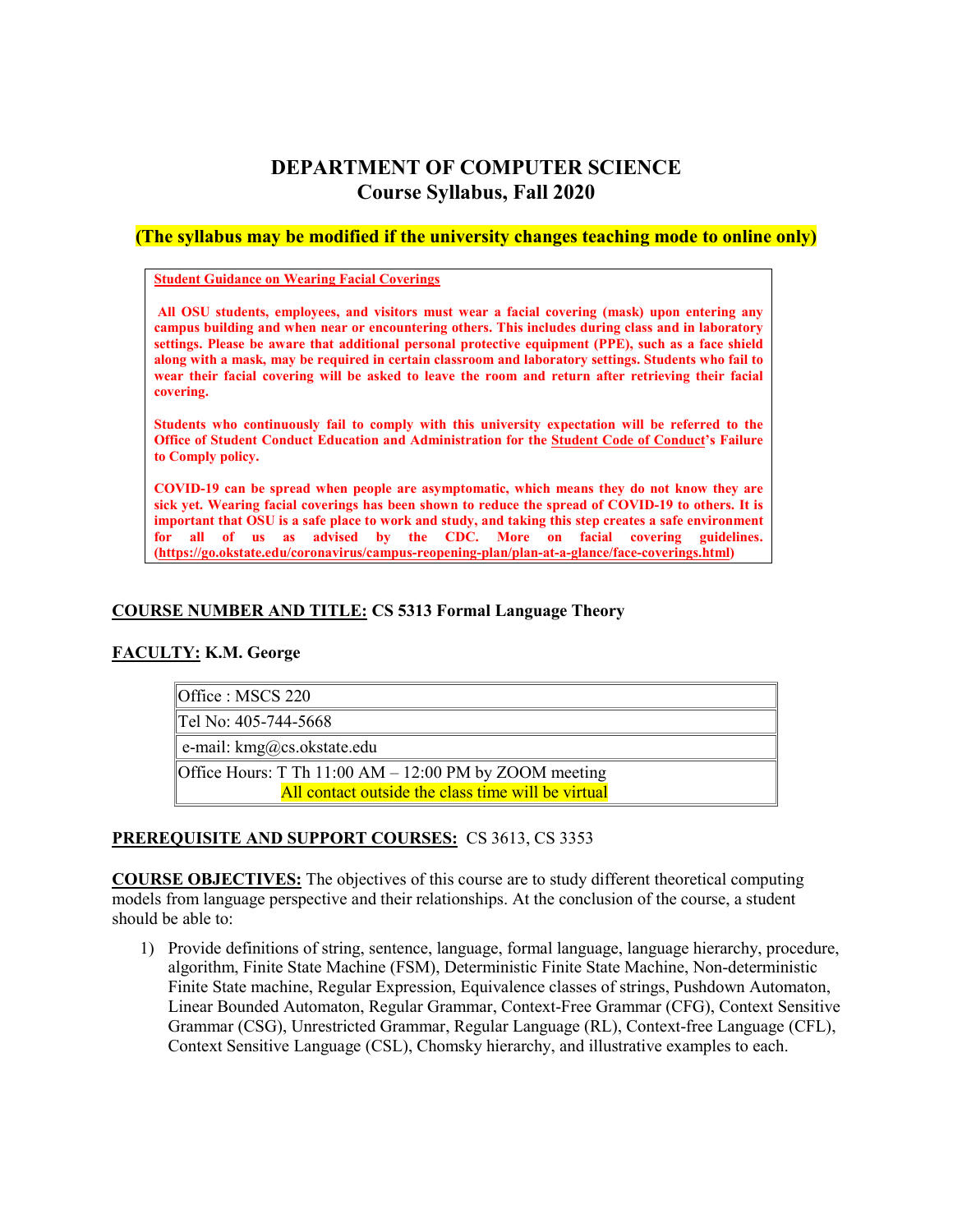# DEPARTMENT OF COMPUTER SCIENCE
## Course Syllabus, Fall 2020

**(The syllabus may be modified if the university changes teaching mode to online only)**

**Student Guidance on Wearing Facial Coverings**

**All OSU students, employees, and visitors must wear a facial covering (mask) upon entering any campus building and when near or encountering others. This includes during class and in laboratory settings. Please be aware that additional personal protective equipment (PPE), such as a face shield along with a mask, may be required in certain classroom and laboratory settings. Students who fail to wear their facial covering will be asked to leave the room and return after retrieving their facial covering.**

**Students who continuously fail to comply with this university expectation will be referred to the Office of Student Conduct Education and Administration for the Student Code of Conduct's Failure to Comply policy.**

**COVID-19 can be spread when people are asymptomatic, which means they do not know they are sick yet. Wearing facial coverings has been shown to reduce the spread of COVID-19 to others. It is important that OSU is a safe place to work and study, and taking this step creates a safe environment for all of us as advised by the CDC. More on facial covering guidelines. (https://go.okstate.edu/coronavirus/campus-reopening-plan/plan-at-a-glance/face-coverings.html)**

**COURSE NUMBER AND TITLE: CS 5313 Formal Language Theory**

**FACULTY: K.M. George**

| Office : MSCS 220 |
|---|
| Tel No: 405-744-5668 |
| e-mail: kmg@cs.okstate.edu |
| Office Hours: T Th 11:00 AM – 12:00 PM by ZOOM meeting<br>All contact outside the class time will be virtual |

**PREREQUISITE AND SUPPORT COURSES:** CS 3613, CS 3353

**COURSE OBJECTIVES:** The objectives of this course are to study different theoretical computing models from language perspective and their relationships. At the conclusion of the course, a student should be able to:

1) Provide definitions of string, sentence, language, formal language, language hierarchy, procedure, algorithm, Finite State Machine (FSM), Deterministic Finite State Machine, Non-deterministic Finite State machine, Regular Expression, Equivalence classes of strings, Pushdown Automaton, Linear Bounded Automaton, Regular Grammar, Context-Free Grammar (CFG), Context Sensitive Grammar (CSG), Unrestricted Grammar, Regular Language (RL), Context-free Language (CFL), Context Sensitive Language (CSL), Chomsky hierarchy, and illustrative examples to each.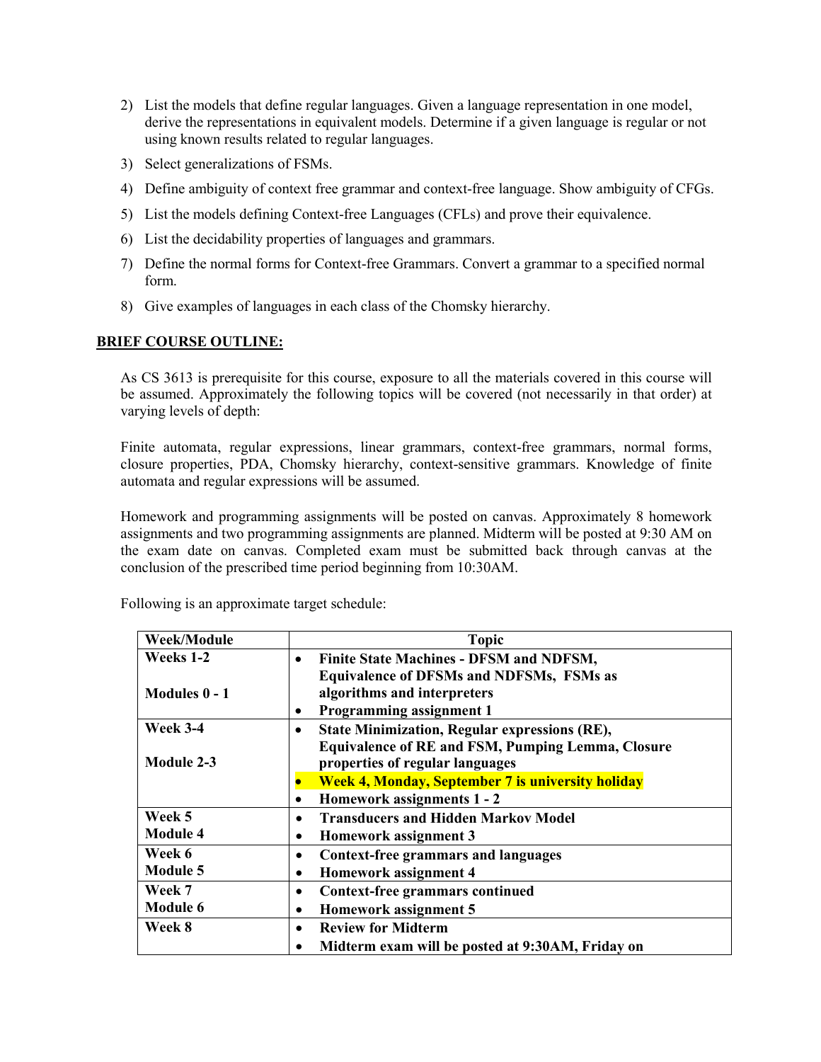2) List the models that define regular languages. Given a language representation in one model, derive the representations in equivalent models. Determine if a given language is regular or not using known results related to regular languages.
3) Select generalizations of FSMs.
4) Define ambiguity of context free grammar and context-free language. Show ambiguity of CFGs.
5) List the models defining Context-free Languages (CFLs) and prove their equivalence.
6) List the decidability properties of languages and grammars.
7) Define the normal forms for Context-free Grammars. Convert a grammar to a specified normal form.
8) Give examples of languages in each class of the Chomsky hierarchy.

## BRIEF COURSE OUTLINE:

As CS 3613 is prerequisite for this course, exposure to all the materials covered in this course will be assumed. Approximately the following topics will be covered (not necessarily in that order) at varying levels of depth:

Finite automata, regular expressions, linear grammars, context-free grammars, normal forms, closure properties, PDA, Chomsky hierarchy, context-sensitive grammars. Knowledge of finite automata and regular expressions will be assumed.

Homework and programming assignments will be posted on canvas. Approximately 8 homework assignments and two programming assignments are planned. Midterm will be posted at 9:30 AM on the exam date on canvas. Completed exam must be submitted back through canvas at the conclusion of the prescribed time period beginning from 10:30AM.

Following is an approximate target schedule:

| Week/Module | Topic |
|---|---|
| **Weeks 1-2**<br><br>**Modules 0 - 1** | • **Finite State Machines - DFSM and NDFSM, Equivalence of DFSMs and NDFSMs, FSMs as algorithms and interpreters**<br>• **Programming assignment 1** |
| **Week 3-4**<br><br>**Module 2-3** | • **State Minimization, Regular expressions (RE), Equivalence of RE and FSM, Pumping Lemma, Closure properties of regular languages**<br>• **Week 4, Monday, September 7 is university holiday**<br>• **Homework assignments 1 - 2** |
| **Week 5**<br>**Module 4** | • **Transducers and Hidden Markov Model**<br>• **Homework assignment 3** |
| **Week 6**<br>**Module 5** | • **Context-free grammars and languages**<br>• **Homework assignment 4** |
| **Week 7**<br>**Module 6** | • **Context-free grammars continued**<br>• **Homework assignment 5** |
| **Week 8** | • **Review for Midterm**<br>• **Midterm exam will be posted at 9:30AM, Friday on** |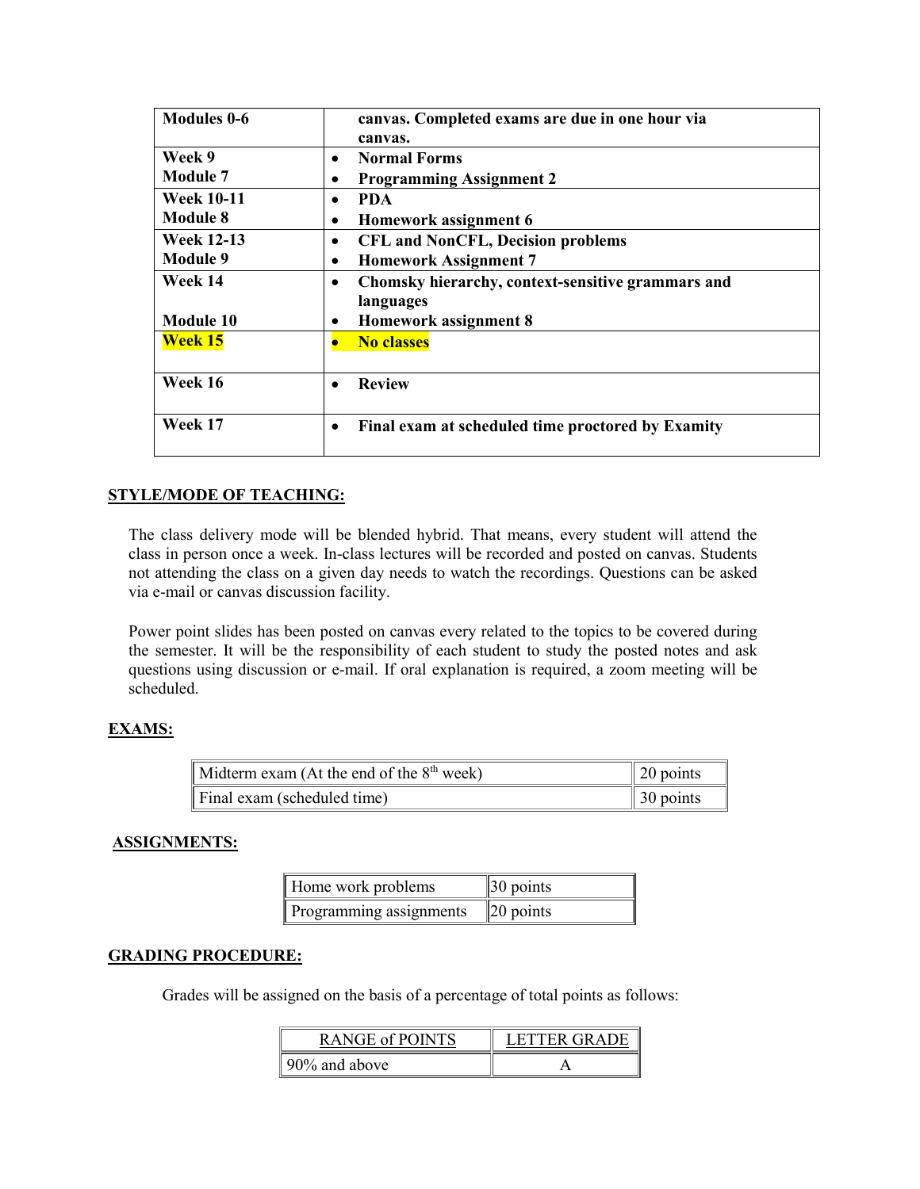| | |
|---|---|
| **Modules 0-6** | **canvas. Completed exams are due in one hour via canvas.** |
| **Week 9**<br>**Module 7** | • **Normal Forms**<br>• **Programming Assignment 2** |
| **Week 10-11**<br>**Module 8** | • **PDA**<br>• **Homework assignment 6** |
| **Week 12-13**<br>**Module 9** | • **CFL and NonCFL, Decision problems**<br>• **Homework Assignment 7** |
| **Week 14**<br><br>**Module 10** | • **Chomsky hierarchy, context-sensitive grammars and languages**<br>• **Homework assignment 8** |
| **Week 15** | • **No classes** |
| **Week 16** | • **Review** |
| **Week 17** | • **Final exam at scheduled time proctored by Examity** |

## STYLE/MODE OF TEACHING:

The class delivery mode will be blended hybrid. That means, every student will attend the class in person once a week. In-class lectures will be recorded and posted on canvas. Students not attending the class on a given day needs to watch the recordings. Questions can be asked via e-mail or canvas discussion facility.

Power point slides has been posted on canvas every related to the topics to be covered during the semester. It will be the responsibility of each student to study the posted notes and ask questions using discussion or e-mail. If oral explanation is required, a zoom meeting will be scheduled.

## EXAMS:

| | |
|---|---|
| Midterm exam (At the end of the 8th week) | 20 points |
| Final exam (scheduled time) | 30 points |

## ASSIGNMENTS:

| | |
|---|---|
| Home work problems | 30 points |
| Programming assignments | 20 points |

## GRADING PROCEDURE:

Grades will be assigned on the basis of a percentage of total points as follows:

| RANGE of POINTS | LETTER GRADE |
|---|---|
| 90% and above | A |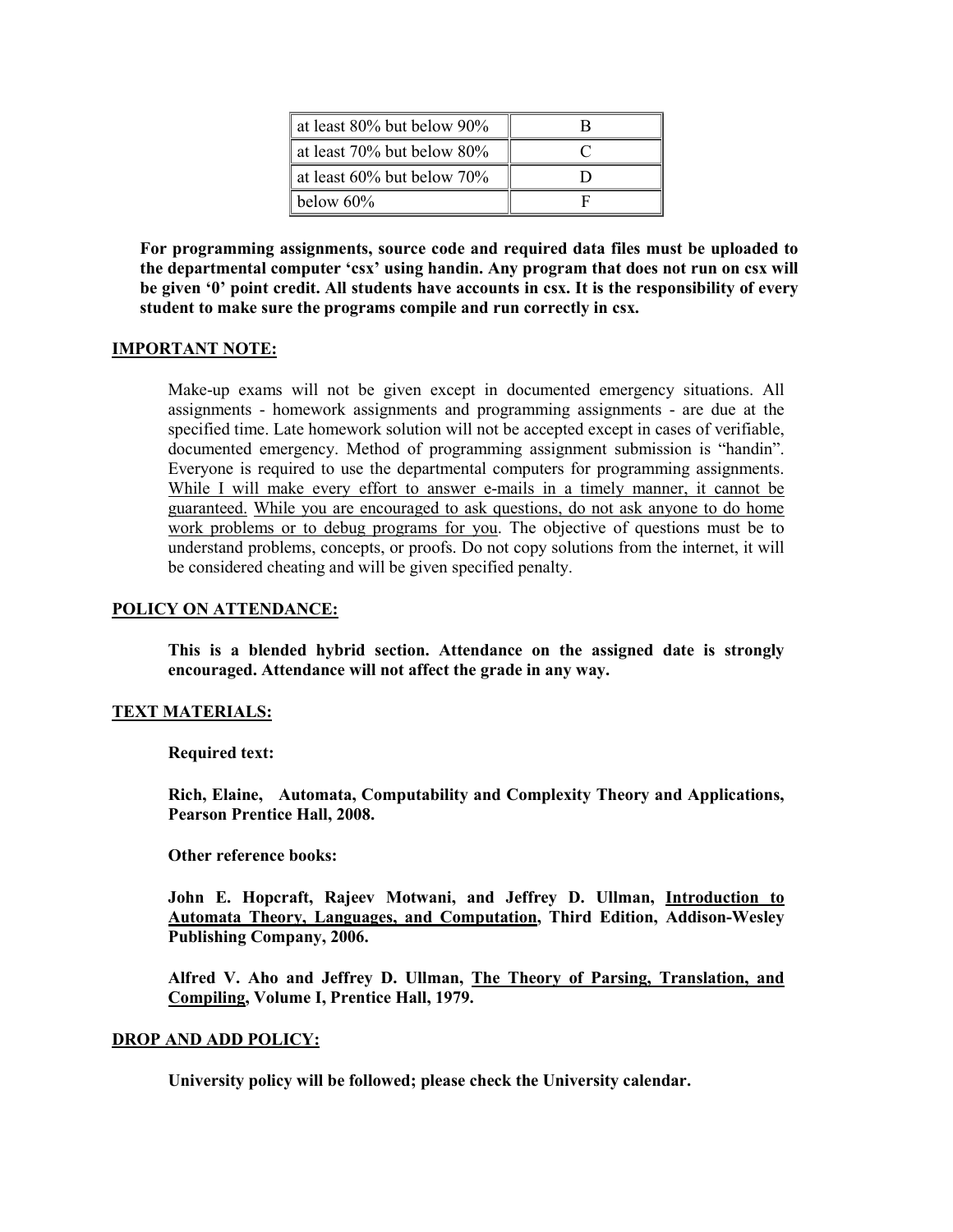| at least 80% but below 90% | B |
|---|---|
| at least 70% but below 80% | C |
| at least 60% but below 70% | D |
| below 60% | F |

**For programming assignments, source code and required data files must be uploaded to the departmental computer 'csx' using handin. Any program that does not run on csx will be given '0' point credit. All students have accounts in csx. It is the responsibility of every student to make sure the programs compile and run correctly in csx.**

## IMPORTANT NOTE:

Make-up exams will not be given except in documented emergency situations. All assignments - homework assignments and programming assignments - are due at the specified time. Late homework solution will not be accepted except in cases of verifiable, documented emergency. Method of programming assignment submission is "handin". Everyone is required to use the departmental computers for programming assignments. While I will make every effort to answer e-mails in a timely manner, it cannot be guaranteed. While you are encouraged to ask questions, do not ask anyone to do home work problems or to debug programs for you. The objective of questions must be to understand problems, concepts, or proofs. Do not copy solutions from the internet, it will be considered cheating and will be given specified penalty.

## POLICY ON ATTENDANCE:

**This is a blended hybrid section. Attendance on the assigned date is strongly encouraged. Attendance will not affect the grade in any way.**

## TEXT MATERIALS:

**Required text:**

**Rich, Elaine, Automata, Computability and Complexity Theory and Applications, Pearson Prentice Hall, 2008.**

**Other reference books:**

**John E. Hopcraft, Rajeev Motwani, and Jeffrey D. Ullman, Introduction to Automata Theory, Languages, and Computation, Third Edition, Addison-Wesley Publishing Company, 2006.**

**Alfred V. Aho and Jeffrey D. Ullman, The Theory of Parsing, Translation, and Compiling, Volume I, Prentice Hall, 1979.**

## DROP AND ADD POLICY:

**University policy will be followed; please check the University calendar.**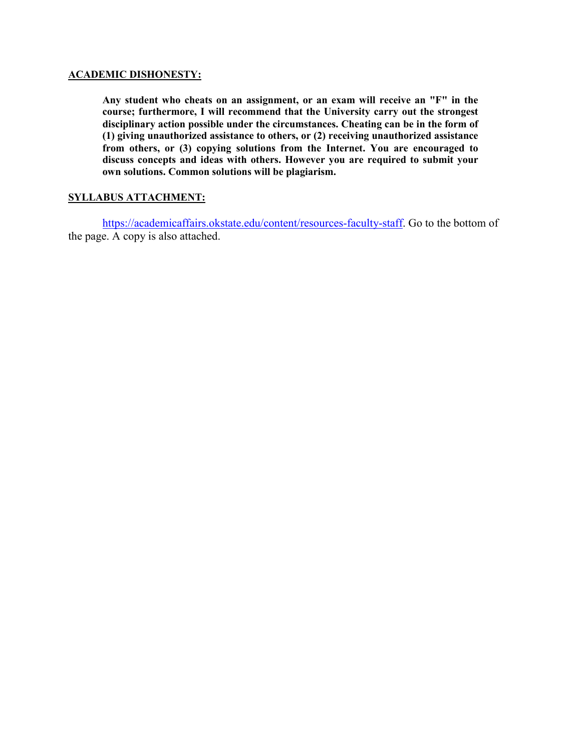## ACADEMIC DISHONESTY:

> **Any student who cheats on an assignment, or an exam will receive an "F" in the course; furthermore, I will recommend that the University carry out the strongest disciplinary action possible under the circumstances. Cheating can be in the form of (1) giving unauthorized assistance to others, or (2) receiving unauthorized assistance from others, or (3) copying solutions from the Internet. You are encouraged to discuss concepts and ideas with others. However you are required to submit your own solutions. Common solutions will be plagiarism.**

## SYLLABUS ATTACHMENT:

[https://academicaffairs.okstate.edu/content/resources-faculty-staff](https://academicaffairs.okstate.edu/content/resources-faculty-staff). Go to the bottom of the page. A copy is also attached.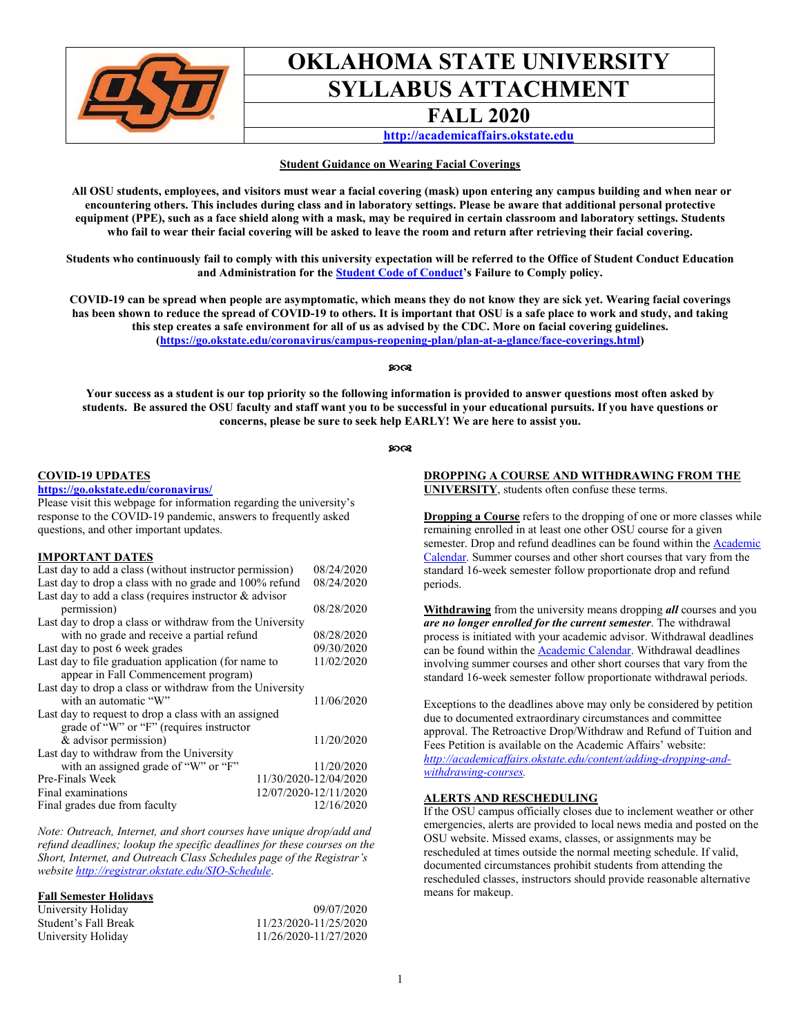# OKLAHOMA STATE UNIVERSITY
# SYLLABUS ATTACHMENT
## FALL 2020

http://academicaffairs.okstate.edu

**Student Guidance on Wearing Facial Coverings**

**All OSU students, employees, and visitors must wear a facial covering (mask) upon entering any campus building and when near or encountering others. This includes during class and in laboratory settings. Please be aware that additional personal protective equipment (PPE), such as a face shield along with a mask, may be required in certain classroom and laboratory settings. Students who fail to wear their facial covering will be asked to leave the room and return after retrieving their facial covering.**

**Students who continuously fail to comply with this university expectation will be referred to the Office of Student Conduct Education and Administration for the Student Code of Conduct's Failure to Comply policy.**

**COVID-19 can be spread when people are asymptomatic, which means they do not know they are sick yet. Wearing facial coverings has been shown to reduce the spread of COVID-19 to others. It is important that OSU is a safe place to work and study, and taking this step creates a safe environment for all of us as advised by the CDC. More on facial covering guidelines. (https://go.okstate.edu/coronavirus/campus-reopening-plan/plan-at-a-glance/face-coverings.html)**

**Your success as a student is our top priority so the following information is provided to answer questions most often asked by students. Be assured the OSU faculty and staff want you to be successful in your educational pursuits. If you have questions or concerns, please be sure to seek help EARLY! We are here to assist you.**

**COVID-19 UPDATES**

**https://go.okstate.edu/coronavirus/**

Please visit this webpage for information regarding the university's response to the COVID-19 pandemic, answers to frequently asked questions, and other important updates.

**IMPORTANT DATES**

| | |
|---|---|
| Last day to add a class (without instructor permission) | 08/24/2020 |
| Last day to drop a class with no grade and 100% refund | 08/24/2020 |
| Last day to add a class (requires instructor & advisor permission) | 08/28/2020 |
| Last day to drop a class or withdraw from the University with no grade and receive a partial refund | 08/28/2020 |
| Last day to post 6 week grades | 09/30/2020 |
| Last day to file graduation application (for name to appear in Fall Commencement program) | 11/02/2020 |
| Last day to drop a class or withdraw from the University with an automatic "W" | 11/06/2020 |
| Last day to request to drop a class with an assigned grade of "W" or "F" (requires instructor & advisor permission) | 11/20/2020 |
| Last day to withdraw from the University with an assigned grade of "W" or "F" | 11/20/2020 |
| Pre-Finals Week | 11/30/2020-12/04/2020 |
| Final examinations | 12/07/2020-12/11/2020 |
| Final grades due from faculty | 12/16/2020 |

*Note: Outreach, Internet, and short courses have unique drop/add and refund deadlines; lookup the specific deadlines for these courses on the Short, Internet, and Outreach Class Schedules page of the Registrar's website http://registrar.okstate.edu/SIO-Schedule.*

**Fall Semester Holidays**

| | |
|---|---|
| University Holiday | 09/07/2020 |
| Student's Fall Break | 11/23/2020-11/25/2020 |
| University Holiday | 11/26/2020-11/27/2020 |

**DROPPING A COURSE AND WITHDRAWING FROM THE UNIVERSITY**, students often confuse these terms.

**Dropping a Course** refers to the dropping of one or more classes while remaining enrolled in at least one other OSU course for a given semester. Drop and refund deadlines can be found within the Academic Calendar. Summer courses and other short courses that vary from the standard 16-week semester follow proportionate drop and refund periods.

**Withdrawing** from the university means dropping ***all*** courses and you ***are no longer enrolled for the current semester***. The withdrawal process is initiated with your academic advisor. Withdrawal deadlines can be found within the Academic Calendar. Withdrawal deadlines involving summer courses and other short courses that vary from the standard 16-week semester follow proportionate withdrawal periods.

Exceptions to the deadlines above may only be considered by petition due to documented extraordinary circumstances and committee approval. The Retroactive Drop/Withdraw and Refund of Tuition and Fees Petition is available on the Academic Affairs' website: *http://academicaffairs.okstate.edu/content/adding-dropping-and-withdrawing-courses.*

**ALERTS AND RESCHEDULING**

If the OSU campus officially closes due to inclement weather or other emergencies, alerts are provided to local news media and posted on the OSU website. Missed exams, classes, or assignments may be rescheduled at times outside the normal meeting schedule. If valid, documented circumstances prohibit students from attending the rescheduled classes, instructors should provide reasonable alternative means for makeup.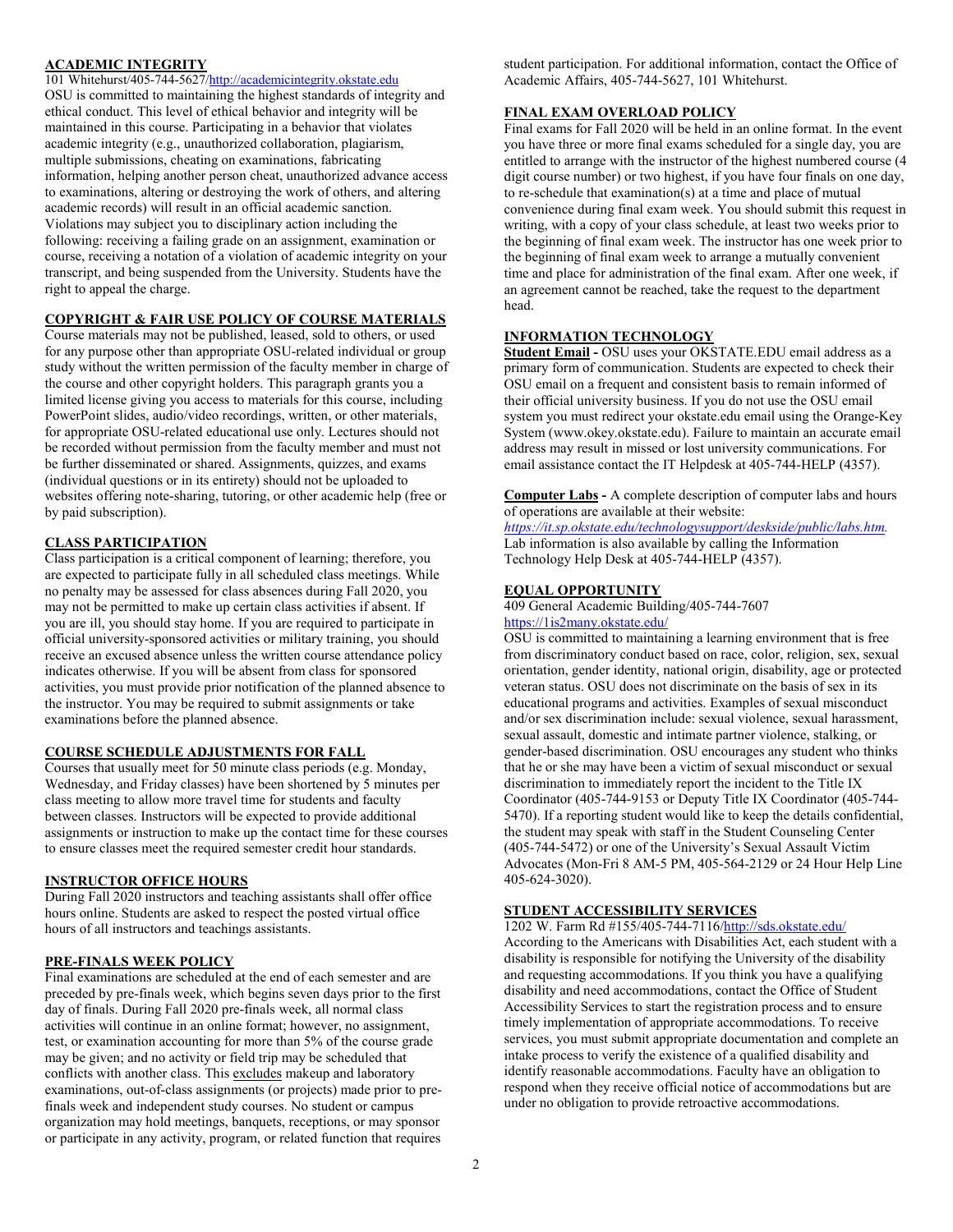## ACADEMIC INTEGRITY

101 Whitehurst/405-744-5627/http://academicintegrity.okstate.edu

OSU is committed to maintaining the highest standards of integrity and ethical conduct. This level of ethical behavior and integrity will be maintained in this course. Participating in a behavior that violates academic integrity (e.g., unauthorized collaboration, plagiarism, multiple submissions, cheating on examinations, fabricating information, helping another person cheat, unauthorized advance access to examinations, altering or destroying the work of others, and altering academic records) will result in an official academic sanction. Violations may subject you to disciplinary action including the following: receiving a failing grade on an assignment, examination or course, receiving a notation of a violation of academic integrity on your transcript, and being suspended from the University. Students have the right to appeal the charge.

## COPYRIGHT & FAIR USE POLICY OF COURSE MATERIALS

Course materials may not be published, leased, sold to others, or used for any purpose other than appropriate OSU-related individual or group study without the written permission of the faculty member in charge of the course and other copyright holders. This paragraph grants you a limited license giving you access to materials for this course, including PowerPoint slides, audio/video recordings, written, or other materials, for appropriate OSU-related educational use only. Lectures should not be recorded without permission from the faculty member and must not be further disseminated or shared. Assignments, quizzes, and exams (individual questions or in its entirety) should not be uploaded to websites offering note-sharing, tutoring, or other academic help (free or by paid subscription).

## CLASS PARTICIPATION

Class participation is a critical component of learning; therefore, you are expected to participate fully in all scheduled class meetings. While no penalty may be assessed for class absences during Fall 2020, you may not be permitted to make up certain class activities if absent. If you are ill, you should stay home. If you are required to participate in official university-sponsored activities or military training, you should receive an excused absence unless the written course attendance policy indicates otherwise. If you will be absent from class for sponsored activities, you must provide prior notification of the planned absence to the instructor. You may be required to submit assignments or take examinations before the planned absence.

## COURSE SCHEDULE ADJUSTMENTS FOR FALL

Courses that usually meet for 50 minute class periods (e.g. Monday, Wednesday, and Friday classes) have been shortened by 5 minutes per class meeting to allow more travel time for students and faculty between classes. Instructors will be expected to provide additional assignments or instruction to make up the contact time for these courses to ensure classes meet the required semester credit hour standards.

## INSTRUCTOR OFFICE HOURS

During Fall 2020 instructors and teaching assistants shall offer office hours online. Students are asked to respect the posted virtual office hours of all instructors and teachings assistants.

## PRE-FINALS WEEK POLICY

Final examinations are scheduled at the end of each semester and are preceded by pre-finals week, which begins seven days prior to the first day of finals. During Fall 2020 pre-finals week, all normal class activities will continue in an online format; however, no assignment, test, or examination accounting for more than 5% of the course grade may be given; and no activity or field trip may be scheduled that conflicts with another class. This excludes makeup and laboratory examinations, out-of-class assignments (or projects) made prior to pre-finals week and independent study courses. No student or campus organization may hold meetings, banquets, receptions, or may sponsor or participate in any activity, program, or related function that requires student participation. For additional information, contact the Office of Academic Affairs, 405-744-5627, 101 Whitehurst.

## FINAL EXAM OVERLOAD POLICY

Final exams for Fall 2020 will be held in an online format. In the event you have three or more final exams scheduled for a single day, you are entitled to arrange with the instructor of the highest numbered course (4 digit course number) or two highest, if you have four finals on one day, to re-schedule that examination(s) at a time and place of mutual convenience during final exam week. You should submit this request in writing, with a copy of your class schedule, at least two weeks prior to the beginning of final exam week. The instructor has one week prior to the beginning of final exam week to arrange a mutually convenient time and place for administration of the final exam. After one week, if an agreement cannot be reached, take the request to the department head.

## INFORMATION TECHNOLOGY

**Student Email -** OSU uses your OKSTATE.EDU email address as a primary form of communication. Students are expected to check their OSU email on a frequent and consistent basis to remain informed of their official university business. If you do not use the OSU email system you must redirect your okstate.edu email using the Orange-Key System (www.okey.okstate.edu). Failure to maintain an accurate email address may result in missed or lost university communications. For email assistance contact the IT Helpdesk at 405-744-HELP (4357).

**Computer Labs -** A complete description of computer labs and hours of operations are available at their website: *https://it.sp.okstate.edu/technologysupport/deskside/public/labs.htm.* Lab information is also available by calling the Information Technology Help Desk at 405-744-HELP (4357).

## EQUAL OPPORTUNITY

409 General Academic Building/405-744-7607

https://1is2many.okstate.edu/

OSU is committed to maintaining a learning environment that is free from discriminatory conduct based on race, color, religion, sex, sexual orientation, gender identity, national origin, disability, age or protected veteran status. OSU does not discriminate on the basis of sex in its educational programs and activities. Examples of sexual misconduct and/or sex discrimination include: sexual violence, sexual harassment, sexual assault, domestic and intimate partner violence, stalking, or gender-based discrimination. OSU encourages any student who thinks that he or she may have been a victim of sexual misconduct or sexual discrimination to immediately report the incident to the Title IX Coordinator (405-744-9153 or Deputy Title IX Coordinator (405-744-5470). If a reporting student would like to keep the details confidential, the student may speak with staff in the Student Counseling Center (405-744-5472) or one of the University's Sexual Assault Victim Advocates (Mon-Fri 8 AM-5 PM, 405-564-2129 or 24 Hour Help Line 405-624-3020).

## STUDENT ACCESSIBILITY SERVICES

1202 W. Farm Rd #155/405-744-7116/http://sds.okstate.edu/

According to the Americans with Disabilities Act, each student with a disability is responsible for notifying the University of the disability and requesting accommodations. If you think you have a qualifying disability and need accommodations, contact the Office of Student Accessibility Services to start the registration process and to ensure timely implementation of appropriate accommodations. To receive services, you must submit appropriate documentation and complete an intake process to verify the existence of a qualified disability and identify reasonable accommodations. Faculty have an obligation to respond when they receive official notice of accommodations but are under no obligation to provide retroactive accommodations.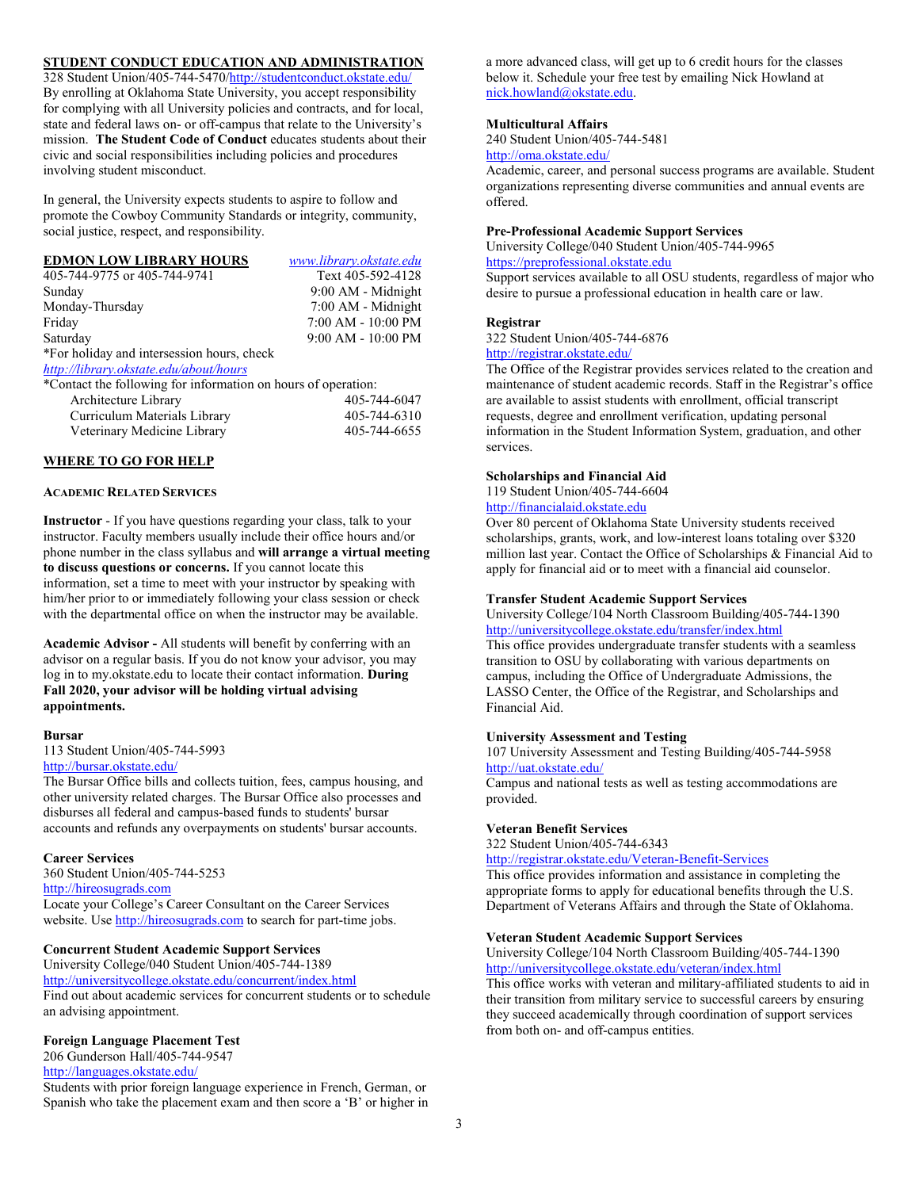## STUDENT CONDUCT EDUCATION AND ADMINISTRATION

328 Student Union/405-744-5470/http://studentconduct.okstate.edu/

By enrolling at Oklahoma State University, you accept responsibility for complying with all University policies and contracts, and for local, state and federal laws on- or off-campus that relate to the University's mission. **The Student Code of Conduct** educates students about their civic and social responsibilities including policies and procedures involving student misconduct.

In general, the University expects students to aspire to follow and promote the Cowboy Community Standards or integrity, community, social justice, respect, and responsibility.

## EDMON LOW LIBRARY HOURS

*www.library.okstate.edu*

| 405-744-9775 or 405-744-9741 | Text 405-592-4128 |
|---|---|
| Sunday | 9:00 AM - Midnight |
| Monday-Thursday | 7:00 AM - Midnight |
| Friday | 7:00 AM - 10:00 PM |
| Saturday | 9:00 AM - 10:00 PM |

*For holiday and intersession hours, check *http://library.okstate.edu/about/hours*

*Contact the following for information on hours of operation:

| | |
|---|---|
| Architecture Library | 405-744-6047 |
| Curriculum Materials Library | 405-744-6310 |
| Veterinary Medicine Library | 405-744-6655 |

## WHERE TO GO FOR HELP

### ACADEMIC RELATED SERVICES

**Instructor** - If you have questions regarding your class, talk to your instructor. Faculty members usually include their office hours and/or phone number in the class syllabus and **will arrange a virtual meeting to discuss questions or concerns.** If you cannot locate this information, set a time to meet with your instructor by speaking with him/her prior to or immediately following your class session or check with the departmental office on when the instructor may be available.

**Academic Advisor -** All students will benefit by conferring with an advisor on a regular basis. If you do not know your advisor, you may log in to my.okstate.edu to locate their contact information. **During Fall 2020, your advisor will be holding virtual advising appointments.**

**Bursar**
113 Student Union/405-744-5993
http://bursar.okstate.edu/
The Bursar Office bills and collects tuition, fees, campus housing, and other university related charges. The Bursar Office also processes and disburses all federal and campus-based funds to students' bursar accounts and refunds any overpayments on students' bursar accounts.

**Career Services**
360 Student Union/405-744-5253
http://hireosugrads.com
Locate your College's Career Consultant on the Career Services website. Use http://hireosugrads.com to search for part-time jobs.

**Concurrent Student Academic Support Services**
University College/040 Student Union/405-744-1389
http://universitycollege.okstate.edu/concurrent/index.html
Find out about academic services for concurrent students or to schedule an advising appointment.

**Foreign Language Placement Test**
206 Gunderson Hall/405-744-9547
http://languages.okstate.edu/
Students with prior foreign language experience in French, German, or Spanish who take the placement exam and then score a 'B' or higher in a more advanced class, will get up to 6 credit hours for the classes below it. Schedule your free test by emailing Nick Howland at nick.howland@okstate.edu.

**Multicultural Affairs**
240 Student Union/405-744-5481
http://oma.okstate.edu/
Academic, career, and personal success programs are available. Student organizations representing diverse communities and annual events are offered.

**Pre-Professional Academic Support Services**
University College/040 Student Union/405-744-9965
https://preprofessional.okstate.edu
Support services available to all OSU students, regardless of major who desire to pursue a professional education in health care or law.

**Registrar**
322 Student Union/405-744-6876
http://registrar.okstate.edu/
The Office of the Registrar provides services related to the creation and maintenance of student academic records. Staff in the Registrar's office are available to assist students with enrollment, official transcript requests, degree and enrollment verification, updating personal information in the Student Information System, graduation, and other services.

**Scholarships and Financial Aid**
119 Student Union/405-744-6604
http://financialaid.okstate.edu
Over 80 percent of Oklahoma State University students received scholarships, grants, work, and low-interest loans totaling over $320 million last year. Contact the Office of Scholarships & Financial Aid to apply for financial aid or to meet with a financial aid counselor.

**Transfer Student Academic Support Services**
University College/104 North Classroom Building/405-744-1390
http://universitycollege.okstate.edu/transfer/index.html
This office provides undergraduate transfer students with a seamless transition to OSU by collaborating with various departments on campus, including the Office of Undergraduate Admissions, the LASSO Center, the Office of the Registrar, and Scholarships and Financial Aid.

**University Assessment and Testing**
107 University Assessment and Testing Building/405-744-5958
http://uat.okstate.edu/
Campus and national tests as well as testing accommodations are provided.

**Veteran Benefit Services**
322 Student Union/405-744-6343
http://registrar.okstate.edu/Veteran-Benefit-Services
This office provides information and assistance in completing the appropriate forms to apply for educational benefits through the U.S. Department of Veterans Affairs and through the State of Oklahoma.

**Veteran Student Academic Support Services**
University College/104 North Classroom Building/405-744-1390
http://universitycollege.okstate.edu/veteran/index.html
This office works with veteran and military-affiliated students to aid in their transition from military service to successful careers by ensuring they succeed academically through coordination of support services from both on- and off-campus entities.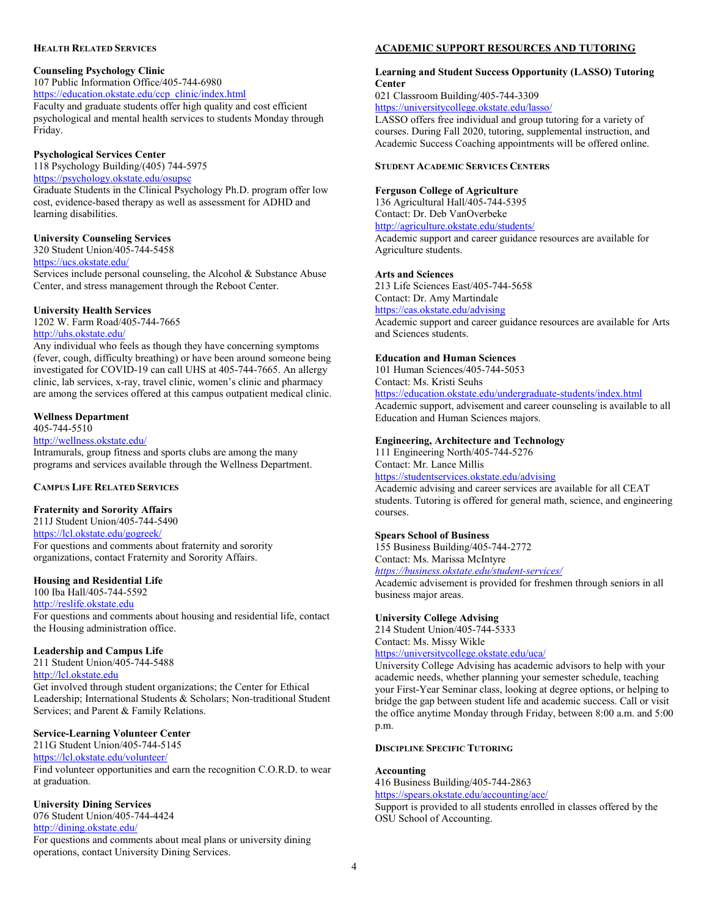#### Health Related Services

**Counseling Psychology Clinic**
107 Public Information Office/405-744-6980
https://education.okstate.edu/ccp_clinic/index.html
Faculty and graduate students offer high quality and cost efficient psychological and mental health services to students Monday through Friday.

**Psychological Services Center**
118 Psychology Building/(405) 744-5975
https://psychology.okstate.edu/osupsc
Graduate Students in the Clinical Psychology Ph.D. program offer low cost, evidence-based therapy as well as assessment for ADHD and learning disabilities.

**University Counseling Services**
320 Student Union/405-744-5458
https://ucs.okstate.edu/
Services include personal counseling, the Alcohol & Substance Abuse Center, and stress management through the Reboot Center.

**University Health Services**
1202 W. Farm Road/405-744-7665
http://uhs.okstate.edu/
Any individual who feels as though they have concerning symptoms (fever, cough, difficulty breathing) or have been around someone being investigated for COVID-19 can call UHS at 405-744-7665. An allergy clinic, lab services, x-ray, travel clinic, women's clinic and pharmacy are among the services offered at this campus outpatient medical clinic.

**Wellness Department**
405-744-5510
http://wellness.okstate.edu/
Intramurals, group fitness and sports clubs are among the many programs and services available through the Wellness Department.

#### Campus Life Related Services

**Fraternity and Sorority Affairs**
211J Student Union/405-744-5490
https://lcl.okstate.edu/gogreek/
For questions and comments about fraternity and sorority organizations, contact Fraternity and Sorority Affairs.

**Housing and Residential Life**
100 Iba Hall/405-744-5592
http://reslife.okstate.edu
For questions and comments about housing and residential life, contact the Housing administration office.

**Leadership and Campus Life**
211 Student Union/405-744-5488
http://lcl.okstate.edu
Get involved through student organizations; the Center for Ethical Leadership; International Students & Scholars; Non-traditional Student Services; and Parent & Family Relations.

**Service-Learning Volunteer Center**
211G Student Union/405-744-5145
https://lcl.okstate.edu/volunteer/
Find volunteer opportunities and earn the recognition C.O.R.D. to wear at graduation.

**University Dining Services**
076 Student Union/405-744-4424
http://dining.okstate.edu/
For questions and comments about meal plans or university dining operations, contact University Dining Services.

## Academic Support Resources and Tutoring

**Learning and Student Success Opportunity (LASSO) Tutoring Center**
021 Classroom Building/405-744-3309
https://universitycollege.okstate.edu/lasso/
LASSO offers free individual and group tutoring for a variety of courses. During Fall 2020, tutoring, supplemental instruction, and Academic Success Coaching appointments will be offered online.

#### Student Academic Services Centers

**Ferguson College of Agriculture**
136 Agricultural Hall/405-744-5395
Contact: Dr. Deb VanOverbeke
http://agriculture.okstate.edu/students/
Academic support and career guidance resources are available for Agriculture students.

**Arts and Sciences**
213 Life Sciences East/405-744-5658
Contact: Dr. Amy Martindale
https://cas.okstate.edu/advising
Academic support and career guidance resources are available for Arts and Sciences students.

**Education and Human Sciences**
101 Human Sciences/405-744-5053
Contact: Ms. Kristi Seuhs
https://education.okstate.edu/undergraduate-students/index.html
Academic support, advisement and career counseling is available to all Education and Human Sciences majors.

**Engineering, Architecture and Technology**
111 Engineering North/405-744-5276
Contact: Mr. Lance Millis
https://studentservices.okstate.edu/advising
Academic advising and career services are available for all CEAT students. Tutoring is offered for general math, science, and engineering courses.

**Spears School of Business**
155 Business Building/405-744-2772
Contact: Ms. Marissa McIntyre
*https://business.okstate.edu/student-services/*
Academic advisement is provided for freshmen through seniors in all business major areas.

**University College Advising**
214 Student Union/405-744-5333
Contact: Ms. Missy Wikle
https://universitycollege.okstate.edu/uca/
University College Advising has academic advisors to help with your academic needs, whether planning your semester schedule, teaching your First-Year Seminar class, looking at degree options, or helping to bridge the gap between student life and academic success. Call or visit the office anytime Monday through Friday, between 8:00 a.m. and 5:00 p.m.

#### Discipline Specific Tutoring

**Accounting**
416 Business Building/405-744-2863
https://spears.okstate.edu/accounting/ace/
Support is provided to all students enrolled in classes offered by the OSU School of Accounting.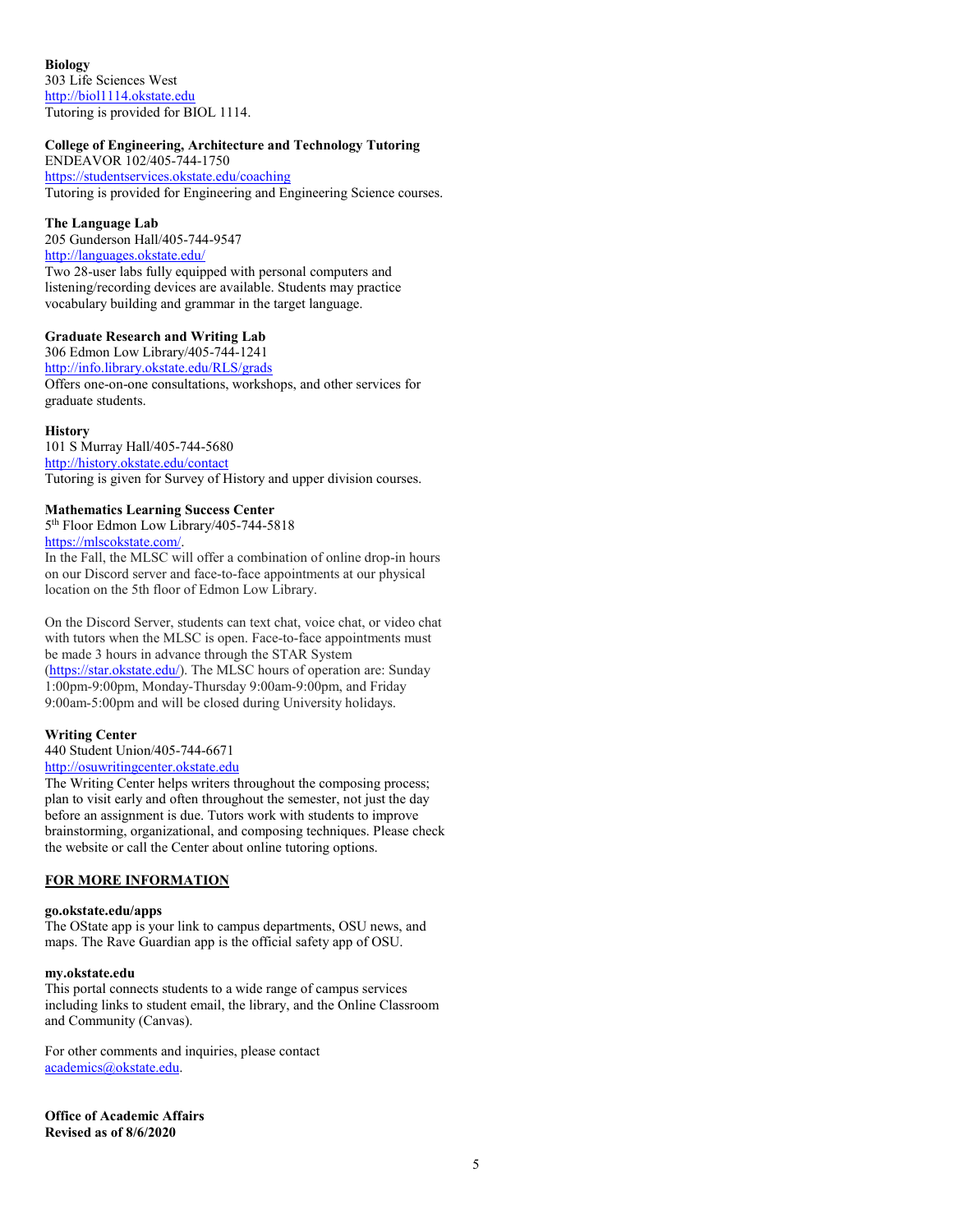**Biology**
303 Life Sciences West
http://biol1114.okstate.edu
Tutoring is provided for BIOL 1114.

**College of Engineering, Architecture and Technology Tutoring**
ENDEAVOR 102/405-744-1750
https://studentservices.okstate.edu/coaching
Tutoring is provided for Engineering and Engineering Science courses.

**The Language Lab**
205 Gunderson Hall/405-744-9547
http://languages.okstate.edu/
Two 28-user labs fully equipped with personal computers and listening/recording devices are available. Students may practice vocabulary building and grammar in the target language.

**Graduate Research and Writing Lab**
306 Edmon Low Library/405-744-1241
http://info.library.okstate.edu/RLS/grads
Offers one-on-one consultations, workshops, and other services for graduate students.

**History**
101 S Murray Hall/405-744-5680
http://history.okstate.edu/contact
Tutoring is given for Survey of History and upper division courses.

**Mathematics Learning Success Center**
5th Floor Edmon Low Library/405-744-5818
https://mlscokstate.com/.
In the Fall, the MLSC will offer a combination of online drop-in hours on our Discord server and face-to-face appointments at our physical location on the 5th floor of Edmon Low Library.

On the Discord Server, students can text chat, voice chat, or video chat with tutors when the MLSC is open. Face-to-face appointments must be made 3 hours in advance through the STAR System (https://star.okstate.edu/). The MLSC hours of operation are: Sunday 1:00pm-9:00pm, Monday-Thursday 9:00am-9:00pm, and Friday 9:00am-5:00pm and will be closed during University holidays.

**Writing Center**
440 Student Union/405-744-6671
http://osuwritingcenter.okstate.edu
The Writing Center helps writers throughout the composing process; plan to visit early and often throughout the semester, not just the day before an assignment is due. Tutors work with students to improve brainstorming, organizational, and composing techniques. Please check the website or call the Center about online tutoring options.

## FOR MORE INFORMATION

**go.okstate.edu/apps**
The OState app is your link to campus departments, OSU news, and maps. The Rave Guardian app is the official safety app of OSU.

**my.okstate.edu**
This portal connects students to a wide range of campus services including links to student email, the library, and the Online Classroom and Community (Canvas).

For other comments and inquiries, please contact academics@okstate.edu.

**Office of Academic Affairs**
**Revised as of 8/6/2020**